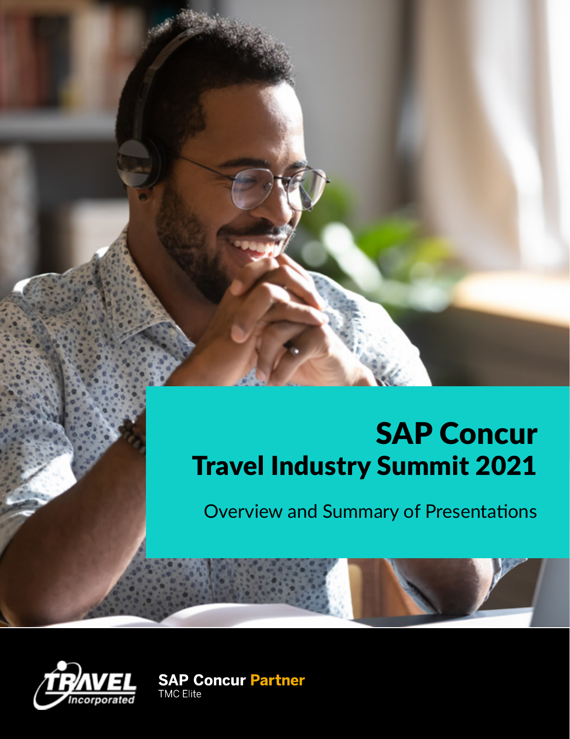# SAP Concur Travel Industry Summit 2021

Overview and Summary of Presentations

Travel Incorporated

**SAP Concur Partner**
TMC Elite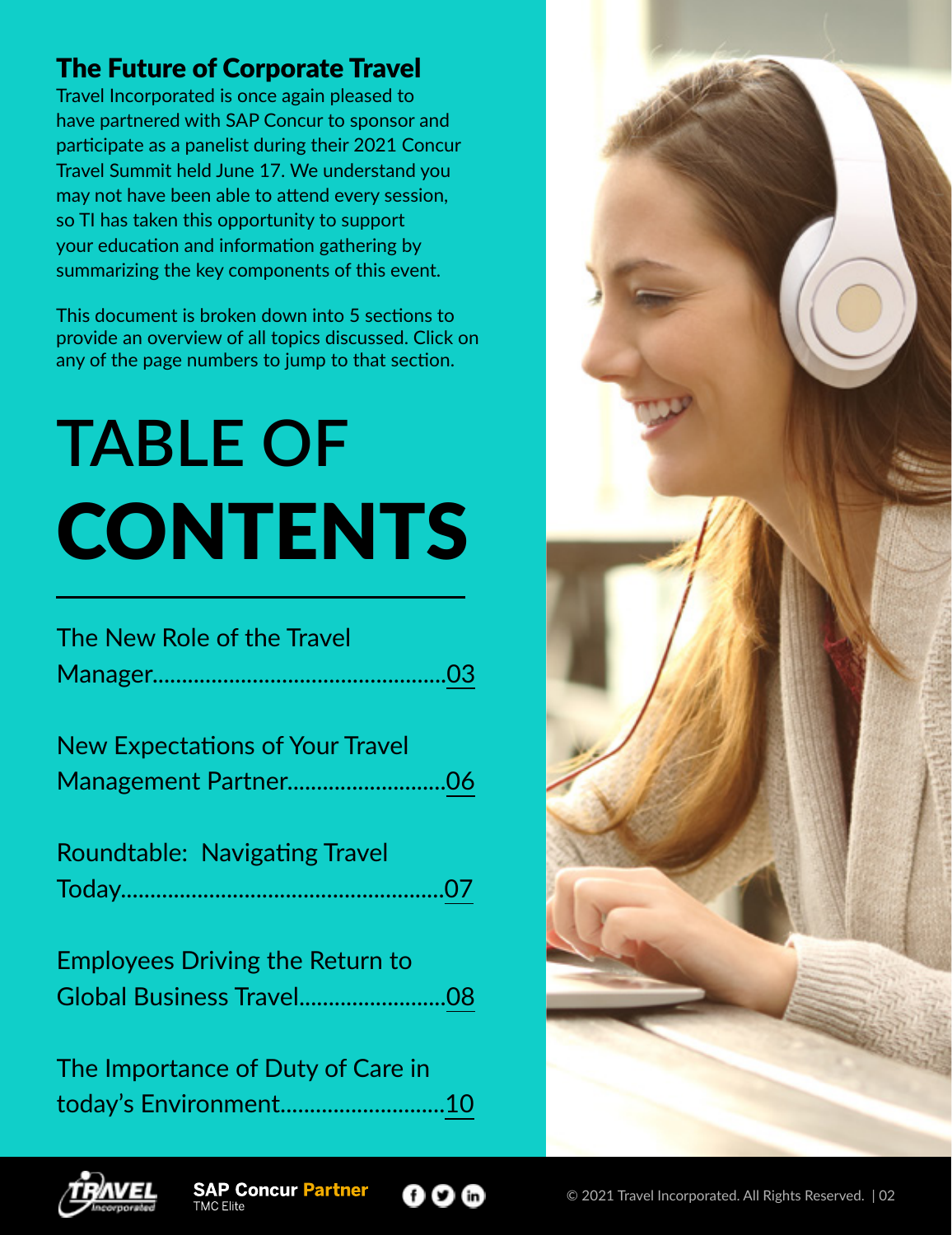## The Future of Corporate Travel

Travel Incorporated is once again pleased to have partnered with SAP Concur to sponsor and participate as a panelist during their 2021 Concur Travel Summit held June 17. We understand you may not have been able to attend every session, so TI has taken this opportunity to support your education and information gathering by summarizing the key components of this event.

This document is broken down into 5 sections to provide an overview of all topics discussed. Click on any of the page numbers to jump to that section.

# TABLE OF CONTENTS

The New Role of the Travel Manager.................................................03

New Expectations of Your Travel Management Partner..........................06

Roundtable: Navigating Travel Today.......................................................07

Employees Driving the Return to Global Business Travel.........................08

The Importance of Duty of Care in today's Environment...........................10

SAP Concur Partner
TMC Elite

© 2021 Travel Incorporated. All Rights Reserved.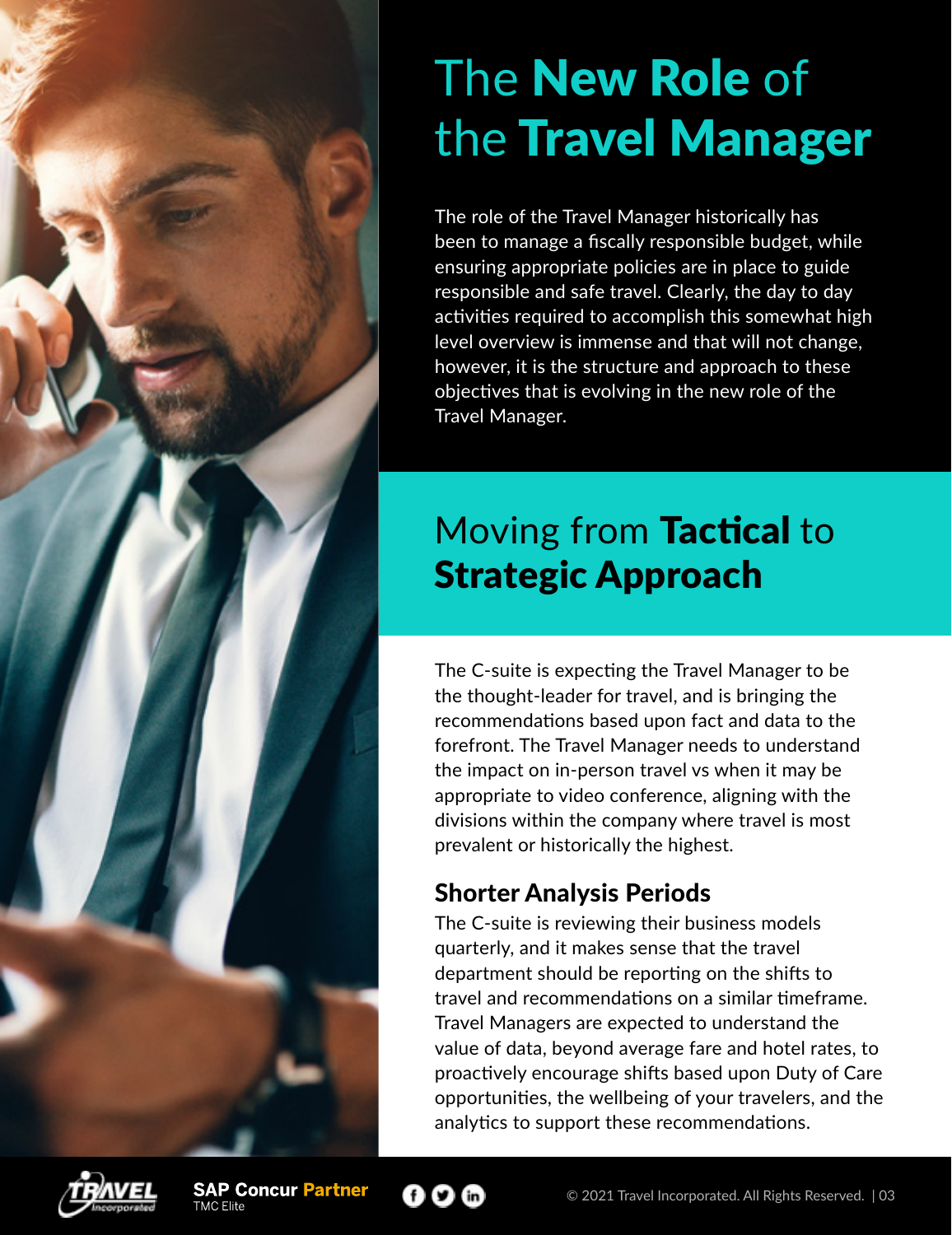# The **New Role** of the **Travel Manager**

The role of the Travel Manager historically has been to manage a fiscally responsible budget, while ensuring appropriate policies are in place to guide responsible and safe travel. Clearly, the day to day activities required to accomplish this somewhat high level overview is immense and that will not change, however, it is the structure and approach to these objectives that is evolving in the new role of the Travel Manager.

## Moving from **Tactical** to **Strategic Approach**

The C-suite is expecting the Travel Manager to be the thought-leader for travel, and is bringing the recommendations based upon fact and data to the forefront. The Travel Manager needs to understand the impact on in-person travel vs when it may be appropriate to video conference, aligning with the divisions within the company where travel is most prevalent or historically the highest.

### Shorter Analysis Periods

The C-suite is reviewing their business models quarterly, and it makes sense that the travel department should be reporting on the shifts to travel and recommendations on a similar timeframe. Travel Managers are expected to understand the value of data, beyond average fare and hotel rates, to proactively encourage shifts based upon Duty of Care opportunities, the wellbeing of your travelers, and the analytics to support these recommendations.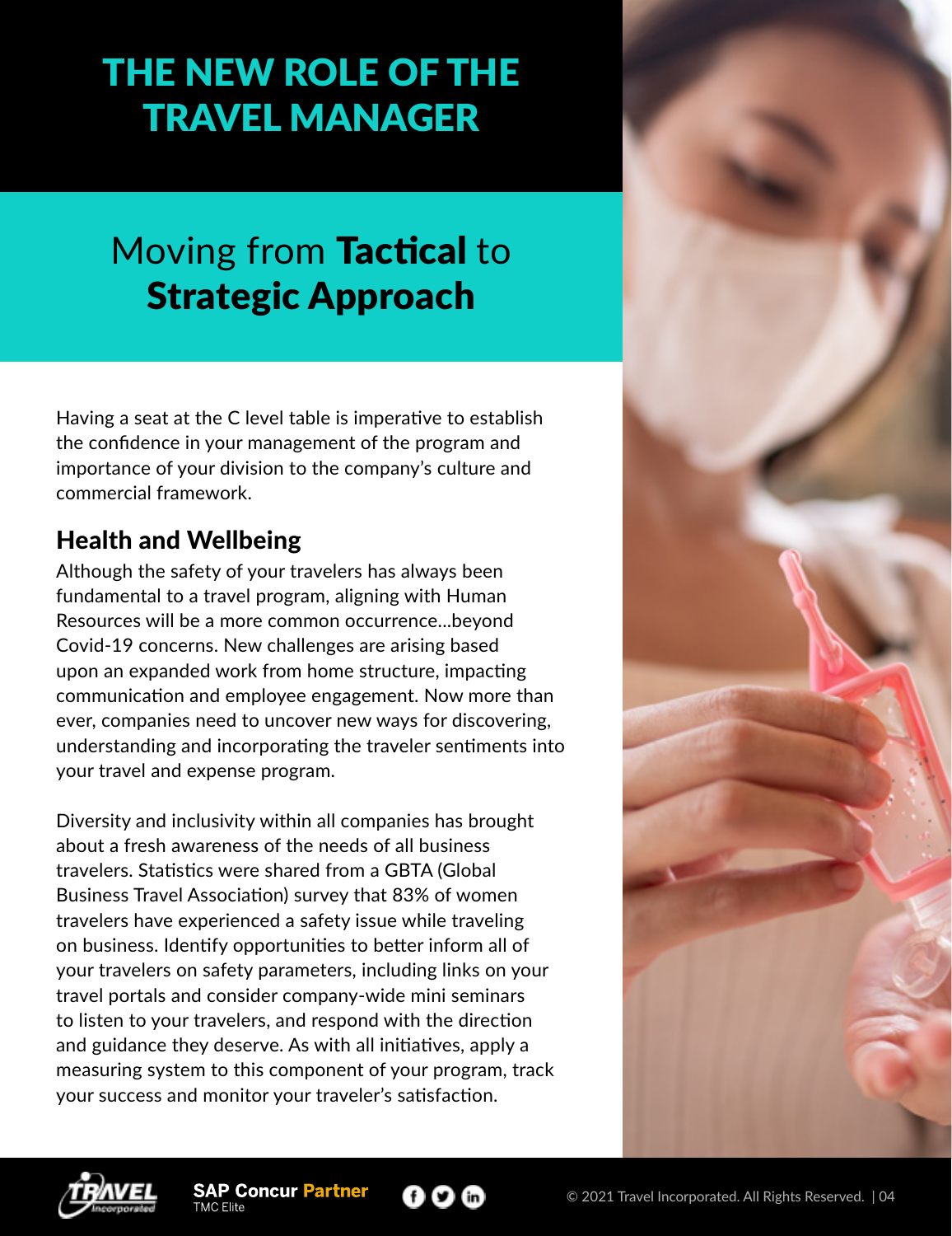# THE NEW ROLE OF THE TRAVEL MANAGER

## Moving from **Tactical** to **Strategic Approach**

Having a seat at the C level table is imperative to establish the confidence in your management of the program and importance of your division to the company's culture and commercial framework.

### Health and Wellbeing

Although the safety of your travelers has always been fundamental to a travel program, aligning with Human Resources will be a more common occurrence...beyond Covid-19 concerns. New challenges are arising based upon an expanded work from home structure, impacting communication and employee engagement. Now more than ever, companies need to uncover new ways for discovering, understanding and incorporating the traveler sentiments into your travel and expense program.

Diversity and inclusivity within all companies has brought about a fresh awareness of the needs of all business travelers. Statistics were shared from a GBTA (Global Business Travel Association) survey that 83% of women travelers have experienced a safety issue while traveling on business. Identify opportunities to better inform all of your travelers on safety parameters, including links on your travel portals and consider company-wide mini seminars to listen to your travelers, and respond with the direction and guidance they deserve. As with all initiatives, apply a measuring system to this component of your program, track your success and monitor your traveler's satisfaction.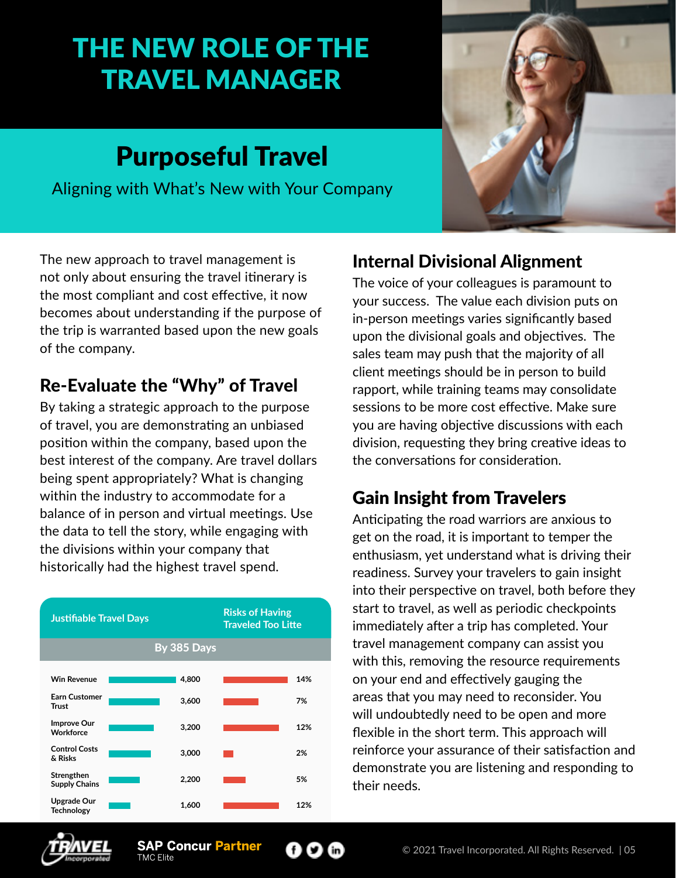# THE NEW ROLE OF THE TRAVEL MANAGER

## Purposeful Travel

Aligning with What's New with Your Company

The new approach to travel management is not only about ensuring the travel itinerary is the most compliant and cost effective, it now becomes about understanding if the purpose of the trip is warranted based upon the new goals of the company.

### Re-Evaluate the "Why" of Travel

By taking a strategic approach to the purpose of travel, you are demonstrating an unbiased position within the company, based upon the best interest of the company. Are travel dollars being spent appropriately? What is changing within the industry to accommodate for a balance of in person and virtual meetings. Use the data to tell the story, while engaging with the divisions within your company that historically had the highest travel spend.

| | Justifiable Travel Days | Risks of Having Traveled Too Litte |
|---|---|---|
| | By 385 Days | |
| Win Revenue | 4,800 | 14% |
| Earn Customer Trust | 3,600 | 7% |
| Improve Our Workforce | 3,200 | 12% |
| Control Costs & Risks | 3,000 | 2% |
| Strengthen Supply Chains | 2,200 | 5% |
| Upgrade Our Technology | 1,600 | 12% |

### Internal Divisional Alignment

The voice of your colleagues is paramount to your success. The value each division puts on in-person meetings varies significantly based upon the divisional goals and objectives. The sales team may push that the majority of all client meetings should be in person to build rapport, while training teams may consolidate sessions to be more cost effective. Make sure you are having objective discussions with each division, requesting they bring creative ideas to the conversations for consideration.

### Gain Insight from Travelers

Anticipating the road warriors are anxious to get on the road, it is important to temper the enthusiasm, yet understand what is driving their readiness. Survey your travelers to gain insight into their perspective on travel, both before they start to travel, as well as periodic checkpoints immediately after a trip has completed. Your travel management company can assist you with this, removing the resource requirements on your end and effectively gauging the areas that you may need to reconsider. You will undoubtedly need to be open and more flexible in the short term. This approach will reinforce your assurance of their satisfaction and demonstrate you are listening and responding to their needs.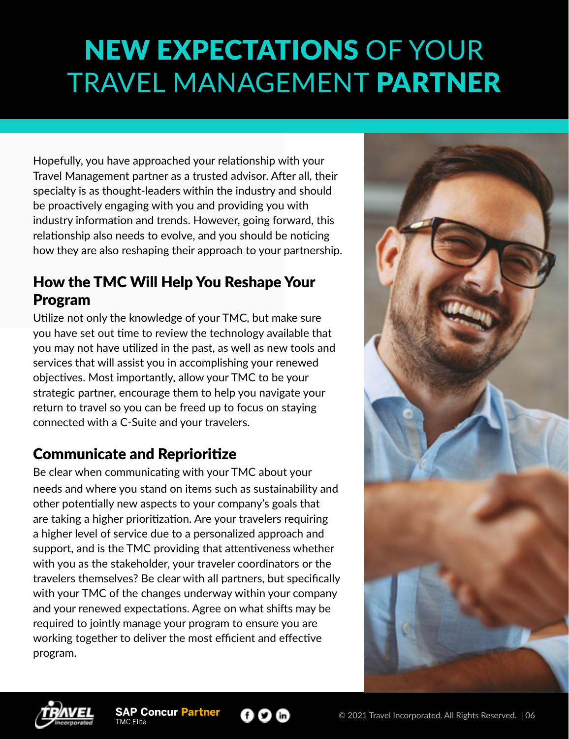# NEW EXPECTATIONS OF YOUR TRAVEL MANAGEMENT PARTNER

Hopefully, you have approached your relationship with your Travel Management partner as a trusted advisor. After all, their specialty is as thought-leaders within the industry and should be proactively engaging with you and providing you with industry information and trends. However, going forward, this relationship also needs to evolve, and you should be noticing how they are also reshaping their approach to your partnership.

## How the TMC Will Help You Reshape Your Program

Utilize not only the knowledge of your TMC, but make sure you have set out time to review the technology available that you may not have utilized in the past, as well as new tools and services that will assist you in accomplishing your renewed objectives. Most importantly, allow your TMC to be your strategic partner, encourage them to help you navigate your return to travel so you can be freed up to focus on staying connected with a C-Suite and your travelers.

## Communicate and Reprioritize

Be clear when communicating with your TMC about your needs and where you stand on items such as sustainability and other potentially new aspects to your company's goals that are taking a higher prioritization. Are your travelers requiring a higher level of service due to a personalized approach and support, and is the TMC providing that attentiveness whether with you as the stakeholder, your traveler coordinators or the travelers themselves? Be clear with all partners, but specifically with your TMC of the changes underway within your company and your renewed expectations. Agree on what shifts may be required to jointly manage your program to ensure you are working together to deliver the most efficient and effective program.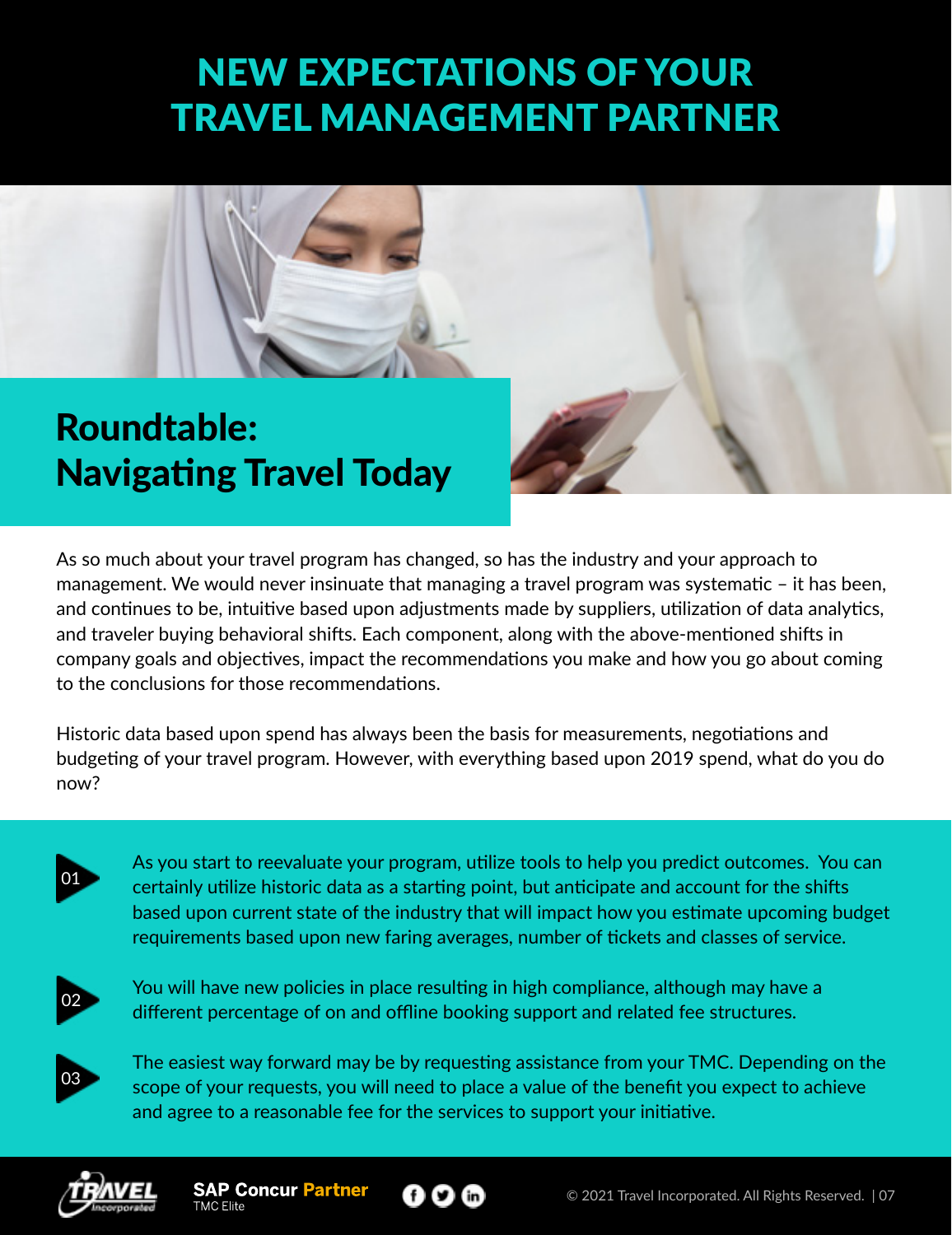# NEW EXPECTATIONS OF YOUR TRAVEL MANAGEMENT PARTNER

## Roundtable: Navigating Travel Today

As so much about your travel program has changed, so has the industry and your approach to management. We would never insinuate that managing a travel program was systematic – it has been, and continues to be, intuitive based upon adjustments made by suppliers, utilization of data analytics, and traveler buying behavioral shifts. Each component, along with the above-mentioned shifts in company goals and objectives, impact the recommendations you make and how you go about coming to the conclusions for those recommendations.

Historic data based upon spend has always been the basis for measurements, negotiations and budgeting of your travel program. However, with everything based upon 2019 spend, what do you do now?

01 As you start to reevaluate your program, utilize tools to help you predict outcomes. You can certainly utilize historic data as a starting point, but anticipate and account for the shifts based upon current state of the industry that will impact how you estimate upcoming budget requirements based upon new faring averages, number of tickets and classes of service.

02 You will have new policies in place resulting in high compliance, although may have a different percentage of on and offline booking support and related fee structures.

03 The easiest way forward may be by requesting assistance from your TMC. Depending on the scope of your requests, you will need to place a value of the benefit you expect to achieve and agree to a reasonable fee for the services to support your initiative.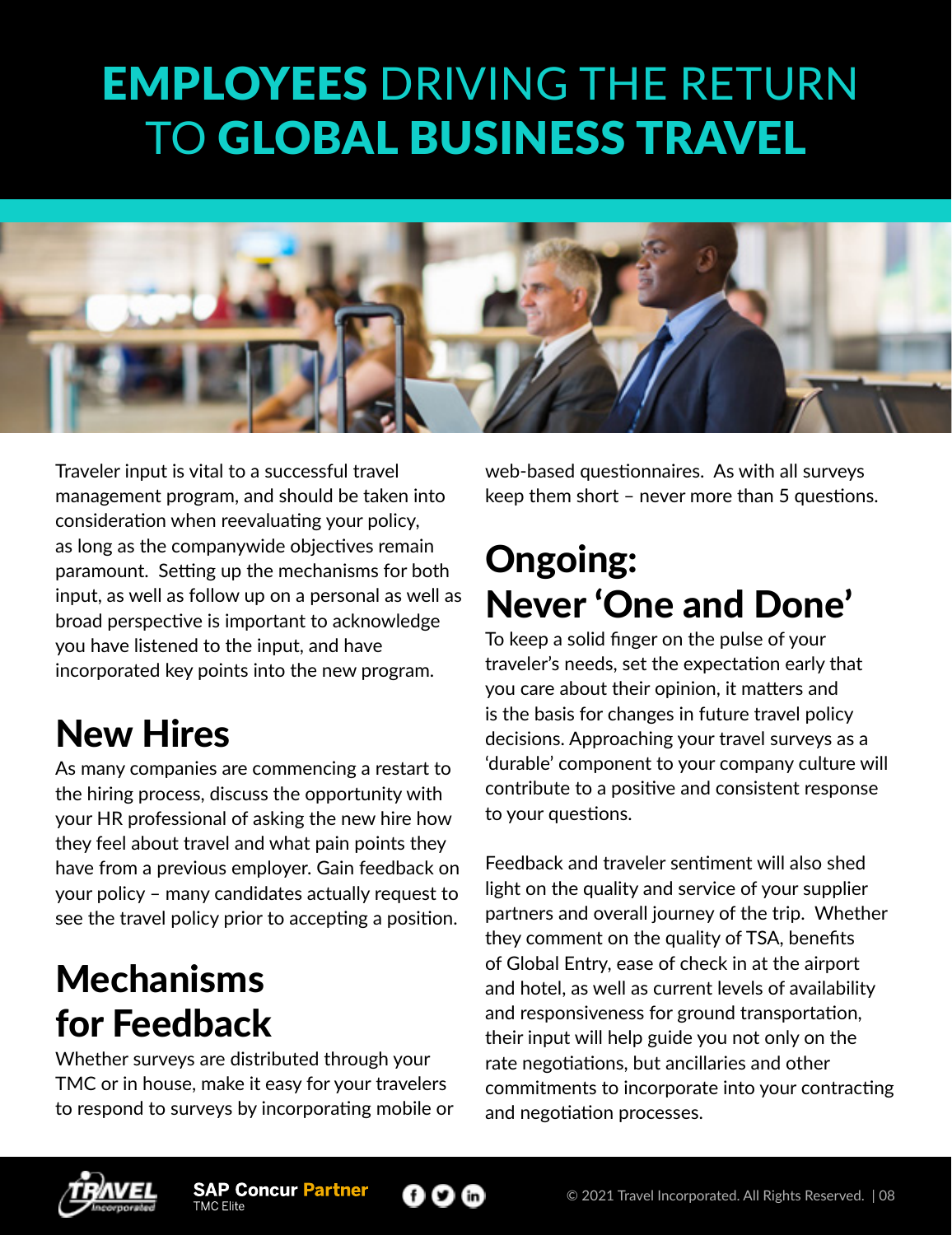# EMPLOYEES DRIVING THE RETURN TO GLOBAL BUSINESS TRAVEL

Traveler input is vital to a successful travel management program, and should be taken into consideration when reevaluating your policy, as long as the companywide objectives remain paramount. Setting up the mechanisms for both input, as well as follow up on a personal as well as broad perspective is important to acknowledge you have listened to the input, and have incorporated key points into the new program.

## New Hires

As many companies are commencing a restart to the hiring process, discuss the opportunity with your HR professional of asking the new hire how they feel about travel and what pain points they have from a previous employer. Gain feedback on your policy – many candidates actually request to see the travel policy prior to accepting a position.

## Mechanisms for Feedback

Whether surveys are distributed through your TMC or in house, make it easy for your travelers to respond to surveys by incorporating mobile or web-based questionnaires. As with all surveys keep them short – never more than 5 questions.

## Ongoing: Never 'One and Done'

To keep a solid finger on the pulse of your traveler's needs, set the expectation early that you care about their opinion, it matters and is the basis for changes in future travel policy decisions. Approaching your travel surveys as a 'durable' component to your company culture will contribute to a positive and consistent response to your questions.

Feedback and traveler sentiment will also shed light on the quality and service of your supplier partners and overall journey of the trip. Whether they comment on the quality of TSA, benefits of Global Entry, ease of check in at the airport and hotel, as well as current levels of availability and responsiveness for ground transportation, their input will help guide you not only on the rate negotiations, but ancillaries and other commitments to incorporate into your contracting and negotiation processes.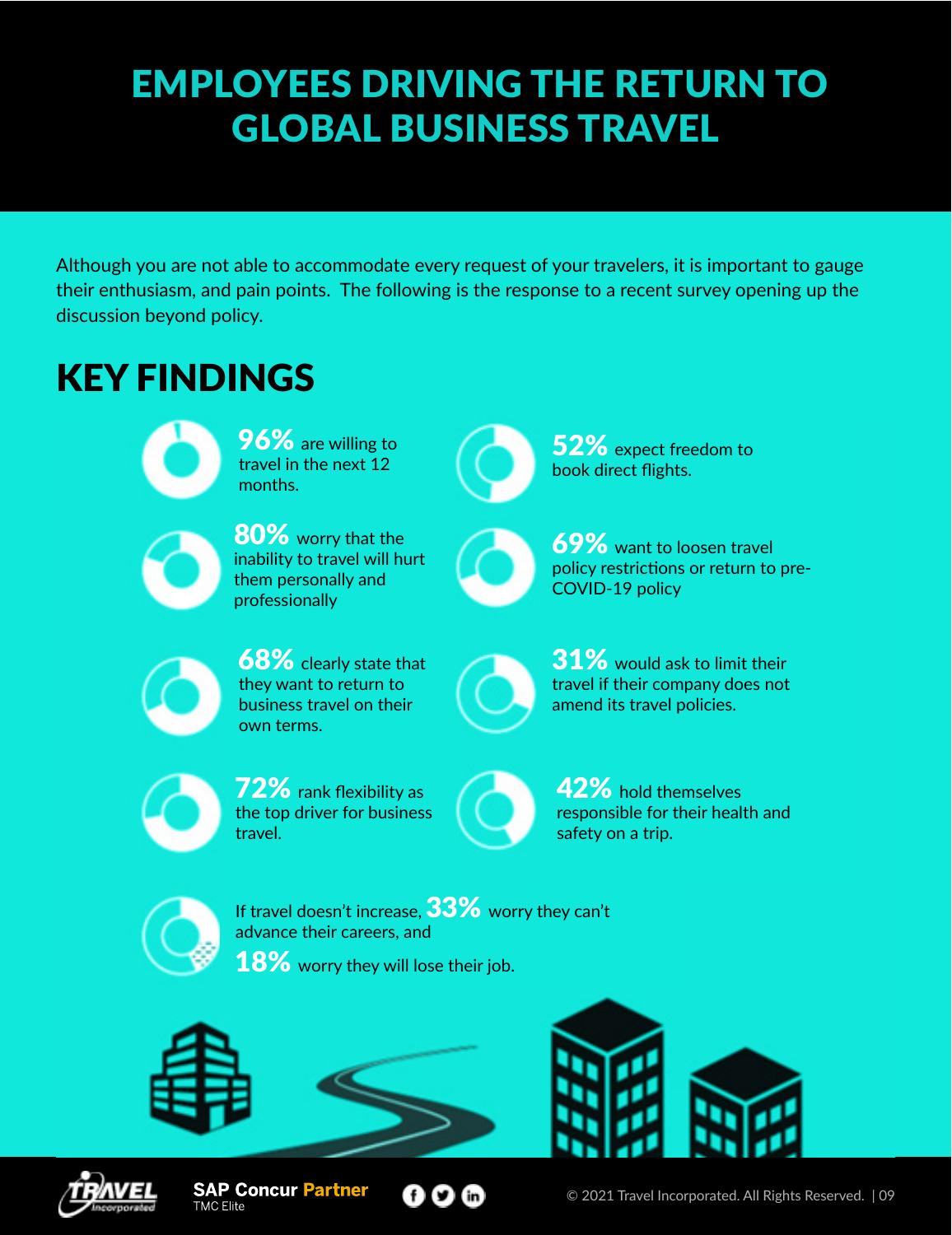# EMPLOYEES DRIVING THE RETURN TO GLOBAL BUSINESS TRAVEL

Although you are not able to accommodate every request of your travelers, it is important to gauge their enthusiasm, and pain points. The following is the response to a recent survey opening up the discussion beyond policy.

## KEY FINDINGS

- **96%** are willing to travel in the next 12 months.
- **80%** worry that the inability to travel will hurt them personally and professionally
- **68%** clearly state that they want to return to business travel on their own terms.
- **72%** rank flexibility as the top driver for business travel.
- **52%** expect freedom to book direct flights.
- **69%** want to loosen travel policy restrictions or return to pre-COVID-19 policy
- **31%** would ask to limit their travel if their company does not amend its travel policies.
- **42%** hold themselves responsible for their health and safety on a trip.

If travel doesn't increase, **33%** worry they can't advance their careers, and **18%** worry they will lose their job.

SAP Concur Partner
TMC Elite

© 2021 Travel Incorporated. All Rights Reserved.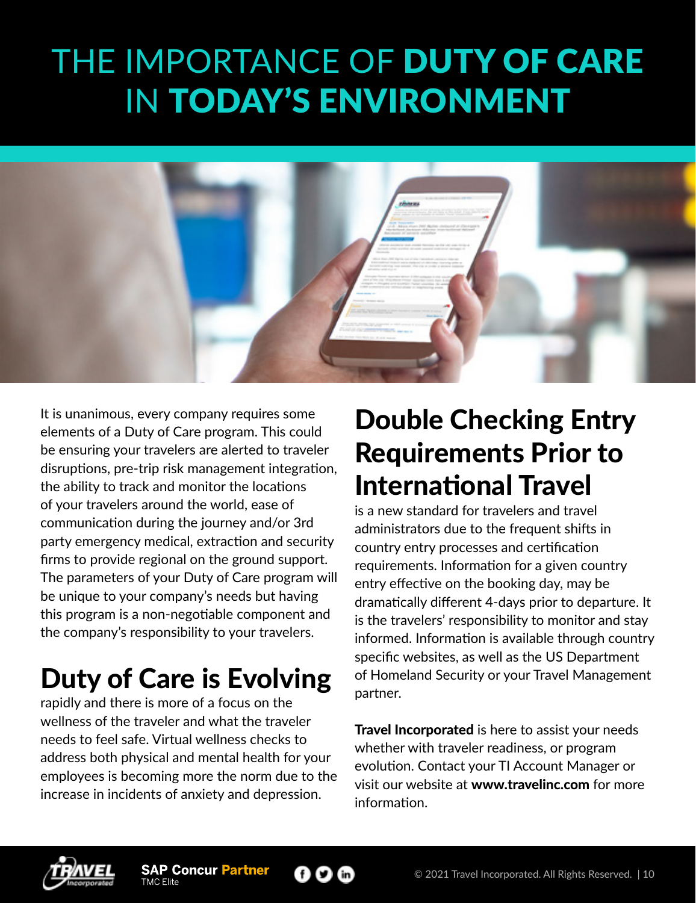# THE IMPORTANCE OF **DUTY OF CARE** IN **TODAY'S ENVIRONMENT**

It is unanimous, every company requires some elements of a Duty of Care program. This could be ensuring your travelers are alerted to traveler disruptions, pre-trip risk management integration, the ability to track and monitor the locations of your travelers around the world, ease of communication during the journey and/or 3rd party emergency medical, extraction and security firms to provide regional on the ground support. The parameters of your Duty of Care program will be unique to your company's needs but having this program is a non-negotiable component and the company's responsibility to your travelers.

## Duty of Care is Evolving

rapidly and there is more of a focus on the wellness of the traveler and what the traveler needs to feel safe. Virtual wellness checks to address both physical and mental health for your employees is becoming more the norm due to the increase in incidents of anxiety and depression.

## Double Checking Entry Requirements Prior to International Travel

is a new standard for travelers and travel administrators due to the frequent shifts in country entry processes and certification requirements. Information for a given country entry effective on the booking day, may be dramatically different 4-days prior to departure. It is the travelers' responsibility to monitor and stay informed. Information is available through country specific websites, as well as the US Department of Homeland Security or your Travel Management partner.

**Travel Incorporated** is here to assist your needs whether with traveler readiness, or program evolution. Contact your TI Account Manager or visit our website at **www.travelinc.com** for more information.

SAP Concur Partner
TMC Elite

© 2021 Travel Incorporated. All Rights Reserved.